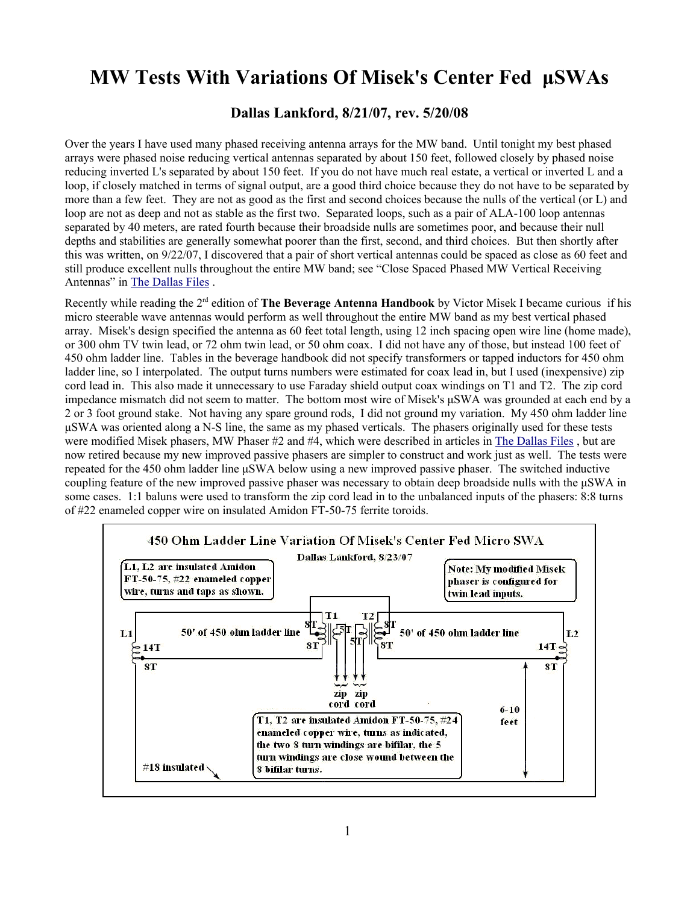# MW Tests With Variations Of Misek's Center Fed µSWAs

**Dallas Lankford, 8/21/07, rev. 5/20/08**

Over the years I have used many phased receiving antenna arrays for the MW band. Until tonight my best phased arrays were phased noise reducing vertical antennas separated by about 150 feet, followed closely by phased noise reducing inverted L's separated by about 150 feet. If you do not have much real estate, a vertical or inverted L and a loop, if closely matched in terms of signal output, are a good third choice because they do not have to be separated by more than a few feet. They are not as good as the first and second choices because the nulls of the vertical (or L) and loop are not as deep and not as stable as the first two. Separated loops, such as a pair of ALA-100 loop antennas separated by 40 meters, are rated fourth because their broadside nulls are sometimes poor, and because their null depths and stabilities are generally somewhat poorer than the first, second, and third choices. But then shortly after this was written, on 9/22/07, I discovered that a pair of short vertical antennas could be spaced as close as 60 feet and still produce excellent nulls throughout the entire MW band; see "Close Spaced Phased MW Vertical Receiving Antennas" in The Dallas Files .

Recently while reading the 2nd edition of **The Beverage Antenna Handbook** by Victor Misek I became curious if his micro steerable wave antennas would perform as well throughout the entire MW band as my best vertical phased array. Misek's design specified the antenna as 60 feet total length, using 12 inch spacing open wire line (home made), or 300 ohm TV twin lead, or 72 ohm twin lead, or 50 ohm coax. I did not have any of those, but instead 100 feet of 450 ohm ladder line. Tables in the beverage handbook did not specify transformers or tapped inductors for 450 ohm ladder line, so I interpolated. The output turns numbers were estimated for coax lead in, but I used (inexpensive) zip cord lead in. This also made it unnecessary to use Faraday shield output coax windings on T1 and T2. The zip cord impedance mismatch did not seem to matter. The bottom most wire of Misek's µSWA was grounded at each end by a 2 or 3 foot ground stake. Not having any spare ground rods, I did not ground my variation. My 450 ohm ladder line µSWA was oriented along a N-S line, the same as my phased verticals. The phasers originally used for these tests were modified Misek phasers, MW Phaser #2 and #4, which were described in articles in The Dallas Files , but are now retired because my new improved passive phasers are simpler to construct and work just as well. The tests were repeated for the 450 ohm ladder line µSWA below using a new improved passive phaser. The switched inductive coupling feature of the new improved passive phaser was necessary to obtain deep broadside nulls with the µSWA in some cases. 1:1 baluns were used to transform the zip cord lead in to the unbalanced inputs of the phasers: 8:8 turns of #22 enameled copper wire on insulated Amidon FT-50-75 ferrite toroids.

**450 Ohm Ladder Line Variation Of Misek's Center Fed Micro SWA**

Dallas Lankford, 8/23/07

L1, L2 are insulated Amidon FT-50-75, #22 enameled copper wire, turns and taps as shown.

Note: My modified Misek phaser is configured for twin lead inputs.

L1 — 14T, 8T — 50' of 450 ohm ladder line — T1 (8T, 5T, 8T) — T2 (8T, 5T, 8T) — 50' of 450 ohm ladder line — L2 — 14T, 8T

zip cord, zip cord

6-10 feet

#18 insulated

T1, T2 are insulated Amidon FT-50-75, #24 enameled copper wire, turns as indicated, the two 8 turn windings are bifilar, the 5 turn windings are close wound between the 8 bifilar turns.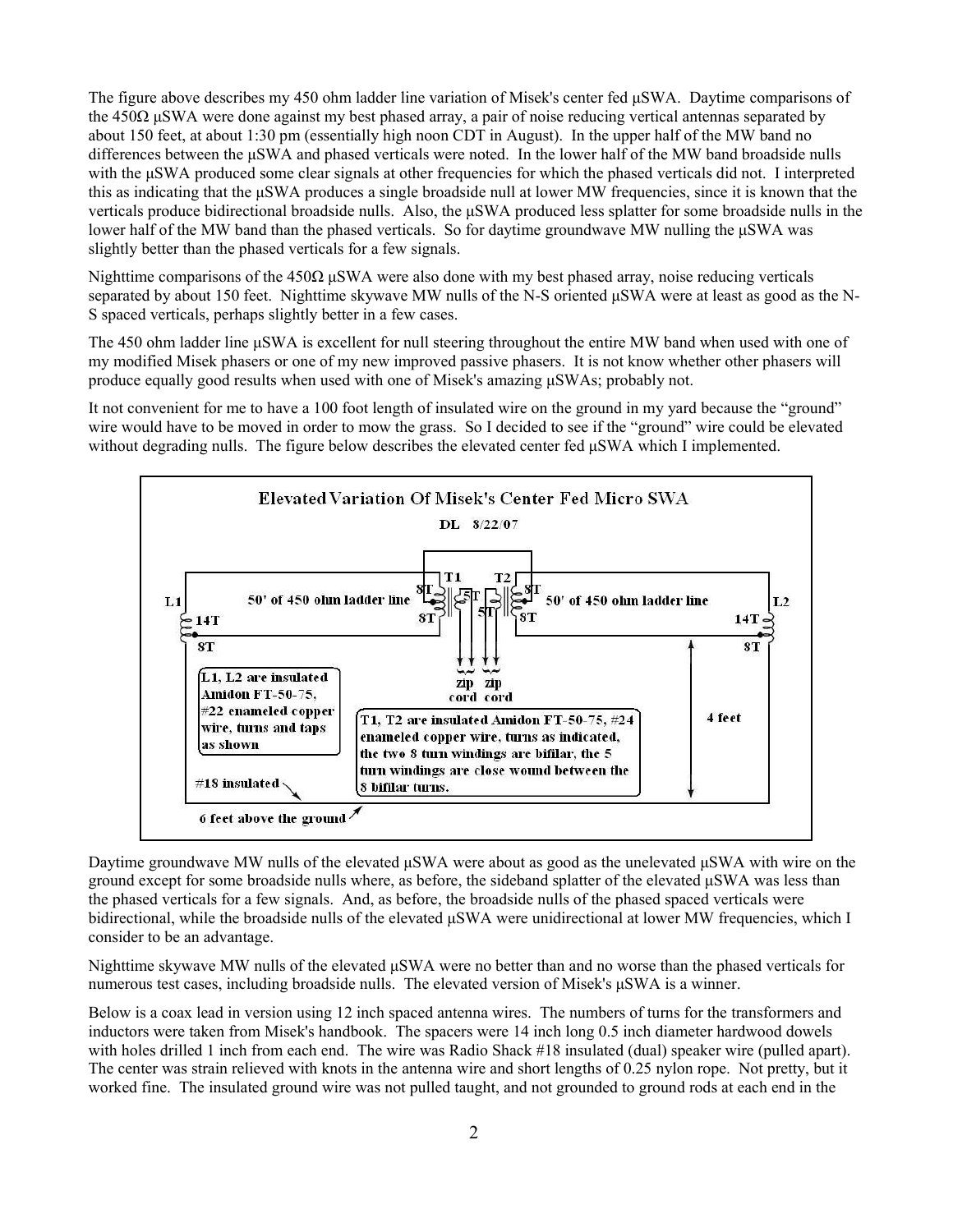The figure above describes my 450 ohm ladder line variation of Misek's center fed μSWA. Daytime comparisons of the 450Ω μSWA were done against my best phased array, a pair of noise reducing vertical antennas separated by about 150 feet, at about 1:30 pm (essentially high noon CDT in August). In the upper half of the MW band no differences between the μSWA and phased verticals were noted. In the lower half of the MW band broadside nulls with the μSWA produced some clear signals at other frequencies for which the phased verticals did not. I interpreted this as indicating that the μSWA produces a single broadside null at lower MW frequencies, since it is known that the verticals produce bidirectional broadside nulls. Also, the μSWA produced less splatter for some broadside nulls in the lower half of the MW band than the phased verticals. So for daytime groundwave MW nulling the μSWA was slightly better than the phased verticals for a few signals.

Nighttime comparisons of the 450Ω μSWA were also done with my best phased array, noise reducing verticals separated by about 150 feet. Nighttime skywave MW nulls of the N-S oriented μSWA were at least as good as the N-S spaced verticals, perhaps slightly better in a few cases.

The 450 ohm ladder line μSWA is excellent for null steering throughout the entire MW band when used with one of my modified Misek phasers or one of my new improved passive phasers. It is not know whether other phasers will produce equally good results when used with one of Misek's amazing μSWAs; probably not.

It not convenient for me to have a 100 foot length of insulated wire on the ground in my yard because the "ground" wire would have to be moved in order to mow the grass. So I decided to see if the "ground" wire could be elevated without degrading nulls. The figure below describes the elevated center fed μSWA which I implemented.

**Elevated Variation Of Misek's Center Fed Micro SWA**

DL 8/22/07

L1 — 14T — 8T — 50' of 450 ohm ladder line — T1 (8T, 5T, 8T) — T2 (8T, 5T, 8T) — 50' of 450 ohm ladder line — L2 — 14T — 8T

zip cord — zip cord

L1, L2 are insulated Amidon FT-50-75, #22 enameled copper wire, turns and taps as shown

T1, T2 are insulated Amidon FT-50-75, #24 enameled copper wire, turns as indicated, the two 8 turn windings are bifilar, the 5 turn windings are close wound between the 8 bifilar turns.

4 feet

#18 insulated

6 feet above the ground

Daytime groundwave MW nulls of the elevated μSWA were about as good as the unelevated μSWA with wire on the ground except for some broadside nulls where, as before, the sideband splatter of the elevated μSWA was less than the phased verticals for a few signals. And, as before, the broadside nulls of the phased spaced verticals were bidirectional, while the broadside nulls of the elevated μSWA were unidirectional at lower MW frequencies, which I consider to be an advantage.

Nighttime skywave MW nulls of the elevated μSWA were no better than and no worse than the phased verticals for numerous test cases, including broadside nulls. The elevated version of Misek's μSWA is a winner.

Below is a coax lead in version using 12 inch spaced antenna wires. The numbers of turns for the transformers and inductors were taken from Misek's handbook. The spacers were 14 inch long 0.5 inch diameter hardwood dowels with holes drilled 1 inch from each end. The wire was Radio Shack #18 insulated (dual) speaker wire (pulled apart). The center was strain relieved with knots in the antenna wire and short lengths of 0.25 nylon rope. Not pretty, but it worked fine. The insulated ground wire was not pulled taught, and not grounded to ground rods at each end in the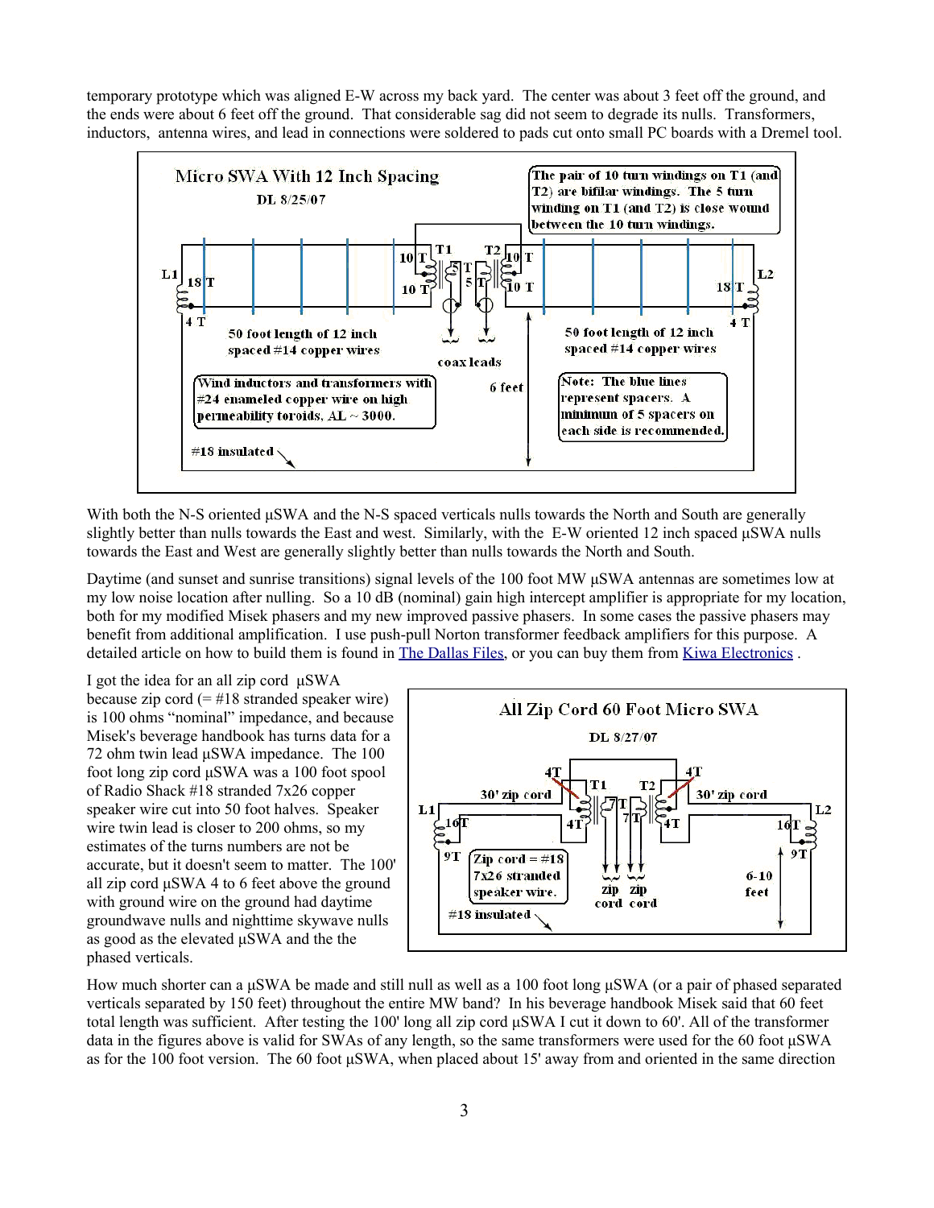temporary prototype which was aligned E-W across my back yard. The center was about 3 feet off the ground, and the ends were about 6 feet off the ground. That considerable sag did not seem to degrade its nulls. Transformers, inductors, antenna wires, and lead in connections were soldered to pads cut onto small PC boards with a Dremel tool.

With both the N-S oriented µSWA and the N-S spaced verticals nulls towards the North and South are generally slightly better than nulls towards the East and west. Similarly, with the E-W oriented 12 inch spaced µSWA nulls towards the East and West are generally slightly better than nulls towards the North and South.

Daytime (and sunset and sunrise transitions) signal levels of the 100 foot MW µSWA antennas are sometimes low at my low noise location after nulling. So a 10 dB (nominal) gain high intercept amplifier is appropriate for my location, both for my modified Misek phasers and my new improved passive phasers. In some cases the passive phasers may benefit from additional amplification. I use push-pull Norton transformer feedback amplifiers for this purpose. A detailed article on how to build them is found in The Dallas Files, or you can buy them from Kiwa Electronics .

I got the idea for an all zip cord µSWA because zip cord (= #18 stranded speaker wire) is 100 ohms "nominal" impedance, and because Misek's beverage handbook has turns data for a 72 ohm twin lead µSWA impedance. The 100 foot long zip cord µSWA was a 100 foot spool of Radio Shack #18 stranded 7x26 copper speaker wire cut into 50 foot halves. Speaker wire twin lead is closer to 200 ohms, so my estimates of the turns numbers are not be accurate, but it doesn't seem to matter. The 100' all zip cord µSWA 4 to 6 feet above the ground with ground wire on the ground had daytime groundwave nulls and nighttime skywave nulls as good as the elevated µSWA and the the phased verticals.

How much shorter can a µSWA be made and still null as well as a 100 foot long µSWA (or a pair of phased separated verticals separated by 150 feet) throughout the entire MW band? In his beverage handbook Misek said that 60 feet total length was sufficient. After testing the 100' long all zip cord µSWA I cut it down to 60'. All of the transformer data in the figures above is valid for SWAs of any length, so the same transformers were used for the 60 foot µSWA as for the 100 foot version. The 60 foot µSWA, when placed about 15' away from and oriented in the same direction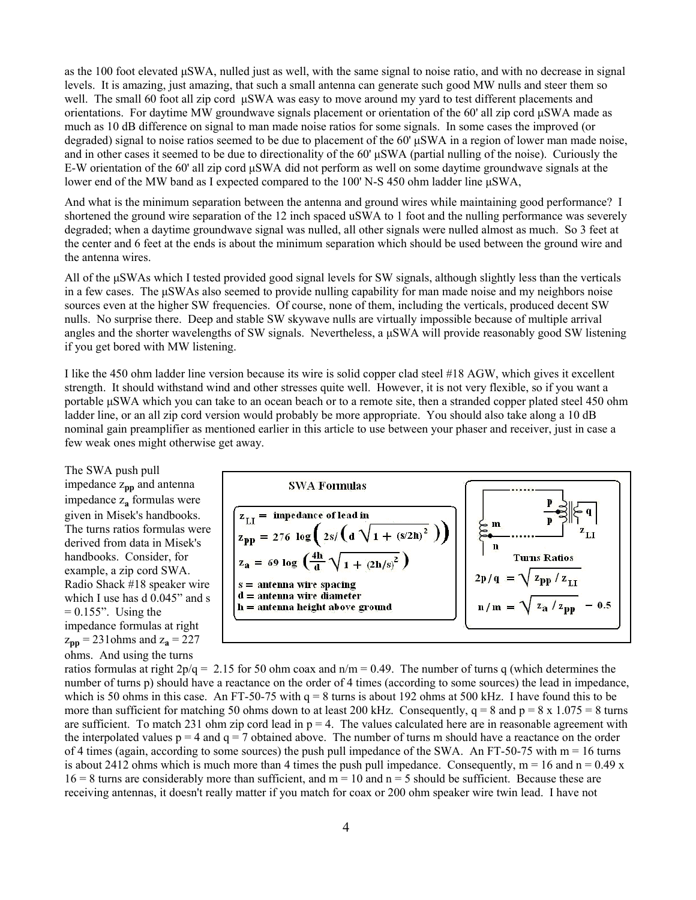as the 100 foot elevated µSWA, nulled just as well, with the same signal to noise ratio, and with no decrease in signal levels. It is amazing, just amazing, that such a small antenna can generate such good MW nulls and steer them so well. The small 60 foot all zip cord µSWA was easy to move around my yard to test different placements and orientations. For daytime MW groundwave signals placement or orientation of the 60' all zip cord µSWA made as much as 10 dB difference on signal to man made noise ratios for some signals. In some cases the improved (or degraded) signal to noise ratios seemed to be due to placement of the 60' µSWA in a region of lower man made noise, and in other cases it seemed to be due to directionality of the 60' µSWA (partial nulling of the noise). Curiously the E-W orientation of the 60' all zip cord µSWA did not perform as well on some daytime groundwave signals at the lower end of the MW band as I expected compared to the 100' N-S 450 ohm ladder line µSWA,

And what is the minimum separation between the antenna and ground wires while maintaining good performance? I shortened the ground wire separation of the 12 inch spaced uSWA to 1 foot and the nulling performance was severely degraded; when a daytime groundwave signal was nulled, all other signals were nulled almost as much. So 3 feet at the center and 6 feet at the ends is about the minimum separation which should be used between the ground wire and the antenna wires.

All of the µSWAs which I tested provided good signal levels for SW signals, although slightly less than the verticals in a few cases. The µSWAs also seemed to provide nulling capability for man made noise and my neighbors noise sources even at the higher SW frequencies. Of course, none of them, including the verticals, produced decent SW nulls. No surprise there. Deep and stable SW skywave nulls are virtually impossible because of multiple arrival angles and the shorter wavelengths of SW signals. Nevertheless, a µSWA will provide reasonably good SW listening if you get bored with MW listening.

I like the 450 ohm ladder line version because its wire is solid copper clad steel #18 AGW, which gives it excellent strength. It should withstand wind and other stresses quite well. However, it is not very flexible, so if you want a portable µSWA which you can take to an ocean beach or to a remote site, then a stranded copper plated steel 450 ohm ladder line, or an all zip cord version would probably be more appropriate. You should also take along a 10 dB nominal gain preamplifier as mentioned earlier in this article to use between your phaser and receiver, just in case a few weak ones might otherwise get away.

**SWA Formulas**

$z_{LI}$ = impedance of lead in

$$z_{pp} = 276 \log\left(2s / \left(d\sqrt{1 + (s/2h)^2}\right)\right)$$

$$z_a = 69 \log\left(\frac{4h}{d}\sqrt{1 + (2h/s)^2}\right)$$

s = antenna wire spacing
d = antenna wire diameter
h = antenna height above ground

**Turns Ratios**

$$2p/q = \sqrt{z_{pp} / z_{LI}}$$

$$n/m = \sqrt{z_a / z_{pp}} - 0.5$$

The SWA push pull impedance $z_{pp}$ and antenna impedance $z_a$ formulas were given in Misek's handbooks. The turns ratios formulas were derived from data in Misek's handbooks. Consider, for example, a zip cord SWA. Radio Shack #18 speaker wire which I use has d 0.045" and s = 0.155". Using the impedance formulas at right $z_{pp}$ = 231ohms and $z_a$ = 227 ohms. And using the turns ratios formulas at right 2p/q = 2.15 for 50 ohm coax and n/m = 0.49. The number of turns q (which determines the number of turns p) should have a reactance on the order of 4 times (according to some sources) the lead in impedance, which is 50 ohms in this case. An FT-50-75 with q = 8 turns is about 192 ohms at 500 kHz. I have found this to be more than sufficient for matching 50 ohms down to at least 200 kHz. Consequently, q = 8 and p = 8 x 1.075 = 8 turns are sufficient. To match 231 ohm zip cord lead in p = 4. The values calculated here are in reasonable agreement with the interpolated values p = 4 and q = 7 obtained above. The number of turns m should have a reactance on the order of 4 times (again, according to some sources) the push pull impedance of the SWA. An FT-50-75 with m = 16 turns is about 2412 ohms which is much more than 4 times the push pull impedance. Consequently, m = 16 and n = 0.49 x 16 = 8 turns are considerably more than sufficient, and m = 10 and n = 5 should be sufficient. Because these are receiving antennas, it doesn't really matter if you match for coax or 200 ohm speaker wire twin lead. I have not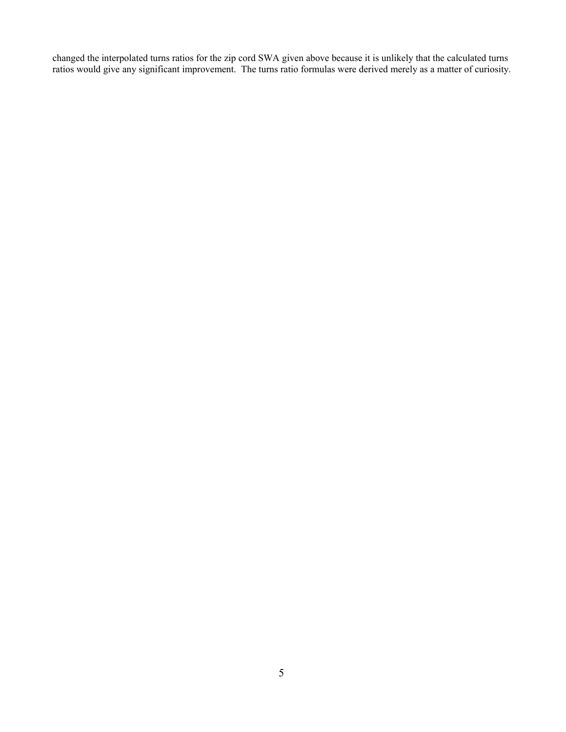changed the interpolated turns ratios for the zip cord SWA given above because it is unlikely that the calculated turns ratios would give any significant improvement. The turns ratio formulas were derived merely as a matter of curiosity.